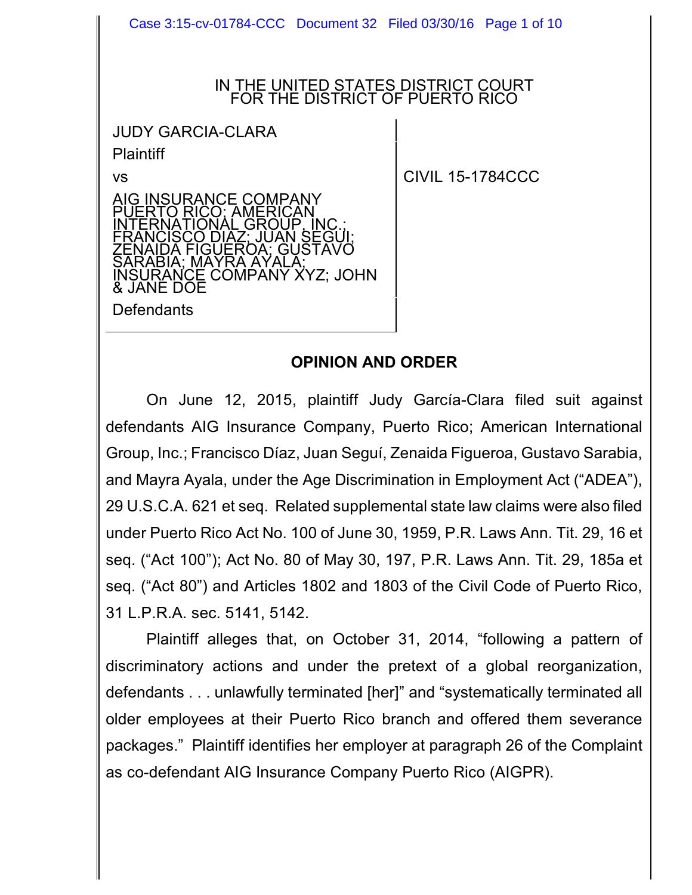IN THE UNITED STATES DISTRICT COURT
FOR THE DISTRICT OF PUERTO RICO

| | |
|---|---|
| JUDY GARCIA-CLARA<br>Plaintiff<br>vs<br>AIG INSURANCE COMPANY PUERTO RICO; AMERICAN INTERNATIONAL GROUP, INC.; FRANCISCO DIAZ; JUAN SEGUI; ZENAIDA FIGUEROA; GUSTAVO SARABIA; MAYRA AYALA; INSURANCE COMPANY XYZ; JOHN & JANE DOE<br>Defendants | CIVIL 15-1784CCC |

## OPINION AND ORDER

On June 12, 2015, plaintiff Judy García-Clara filed suit against defendants AIG Insurance Company, Puerto Rico; American International Group, Inc.; Francisco Díaz, Juan Seguí, Zenaida Figueroa, Gustavo Sarabia, and Mayra Ayala, under the Age Discrimination in Employment Act ("ADEA"), 29 U.S.C.A. 621 et seq. Related supplemental state law claims were also filed under Puerto Rico Act No. 100 of June 30, 1959, P.R. Laws Ann. Tit. 29, 16 et seq. ("Act 100"); Act No. 80 of May 30, 197, P.R. Laws Ann. Tit. 29, 185a et seq. ("Act 80") and Articles 1802 and 1803 of the Civil Code of Puerto Rico, 31 L.P.R.A. sec. 5141, 5142.

Plaintiff alleges that, on October 31, 2014, "following a pattern of discriminatory actions and under the pretext of a global reorganization, defendants . . . unlawfully terminated [her]" and "systematically terminated all older employees at their Puerto Rico branch and offered them severance packages." Plaintiff identifies her employer at paragraph 26 of the Complaint as co-defendant AIG Insurance Company Puerto Rico (AIGPR).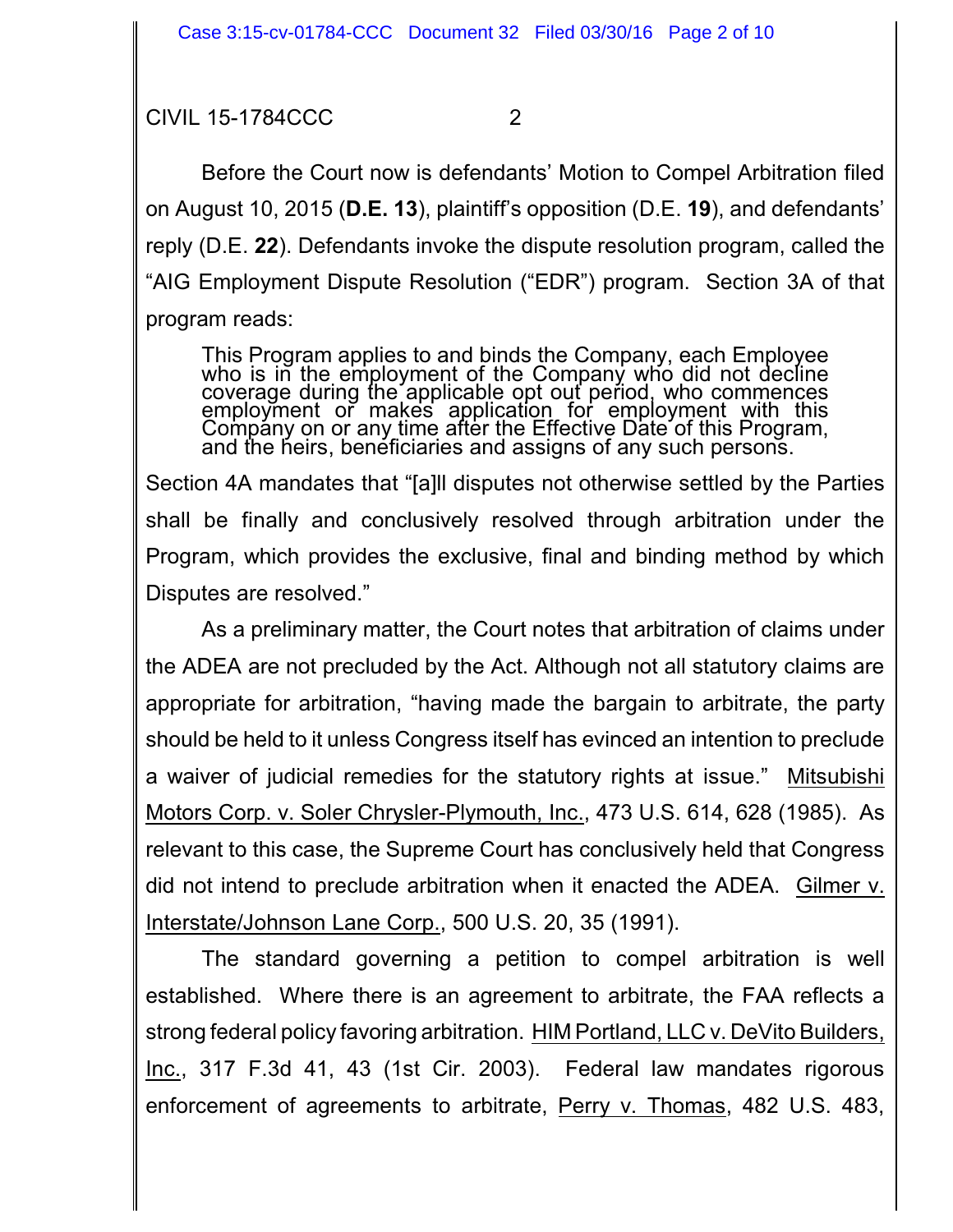CIVIL 15-1784CCC 2

Before the Court now is defendants' Motion to Compel Arbitration filed on August 10, 2015 (**D.E. 13**), plaintiff's opposition (D.E. **19**), and defendants' reply (D.E. **22**). Defendants invoke the dispute resolution program, called the "AIG Employment Dispute Resolution ("EDR") program. Section 3A of that program reads:

> This Program applies to and binds the Company, each Employee who is in the employment of the Company who did not decline coverage during the applicable opt out period, who commences employment or makes application for employment with this Company on or any time after the Effective Date of this Program, and the heirs, beneficiaries and assigns of any such persons.

Section 4A mandates that "[a]ll disputes not otherwise settled by the Parties shall be finally and conclusively resolved through arbitration under the Program, which provides the exclusive, final and binding method by which Disputes are resolved."

As a preliminary matter, the Court notes that arbitration of claims under the ADEA are not precluded by the Act. Although not all statutory claims are appropriate for arbitration, "having made the bargain to arbitrate, the party should be held to it unless Congress itself has evinced an intention to preclude a waiver of judicial remedies for the statutory rights at issue." Mitsubishi Motors Corp. v. Soler Chrysler-Plymouth, Inc., 473 U.S. 614, 628 (1985). As relevant to this case, the Supreme Court has conclusively held that Congress did not intend to preclude arbitration when it enacted the ADEA. Gilmer v. Interstate/Johnson Lane Corp., 500 U.S. 20, 35 (1991).

The standard governing a petition to compel arbitration is well established. Where there is an agreement to arbitrate, the FAA reflects a strong federal policy favoring arbitration. HIM Portland, LLC v. DeVito Builders, Inc., 317 F.3d 41, 43 (1st Cir. 2003). Federal law mandates rigorous enforcement of agreements to arbitrate, Perry v. Thomas, 482 U.S. 483,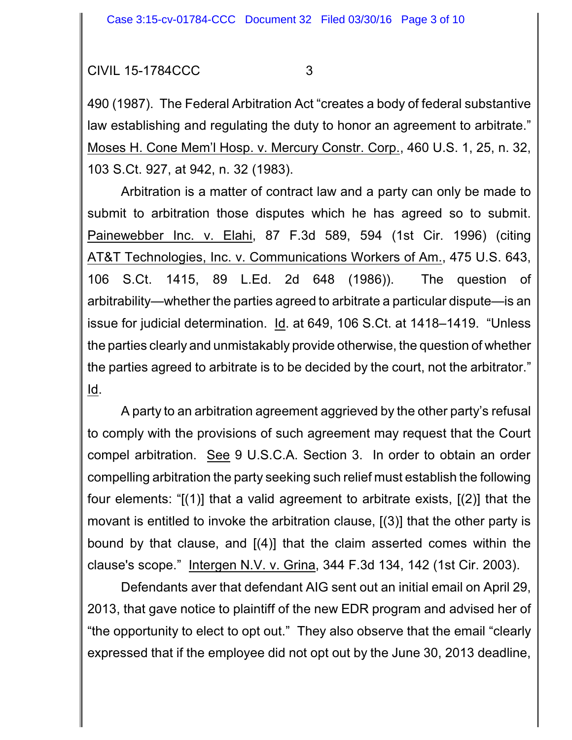490 (1987). The Federal Arbitration Act "creates a body of federal substantive law establishing and regulating the duty to honor an agreement to arbitrate." Moses H. Cone Mem'l Hosp. v. Mercury Constr. Corp., 460 U.S. 1, 25, n. 32, 103 S.Ct. 927, at 942, n. 32 (1983).

Arbitration is a matter of contract law and a party can only be made to submit to arbitration those disputes which he has agreed so to submit. Painewebber Inc. v. Elahi, 87 F.3d 589, 594 (1st Cir. 1996) (citing AT&T Technologies, Inc. v. Communications Workers of Am., 475 U.S. 643, 106 S.Ct. 1415, 89 L.Ed. 2d 648 (1986)). The question of arbitrability—whether the parties agreed to arbitrate a particular dispute—is an issue for judicial determination. Id. at 649, 106 S.Ct. at 1418–1419. "Unless the parties clearly and unmistakably provide otherwise, the question of whether the parties agreed to arbitrate is to be decided by the court, not the arbitrator." Id.

A party to an arbitration agreement aggrieved by the other party's refusal to comply with the provisions of such agreement may request that the Court compel arbitration. See 9 U.S.C.A. Section 3. In order to obtain an order compelling arbitration the party seeking such relief must establish the following four elements: "[(1)] that a valid agreement to arbitrate exists, [(2)] that the movant is entitled to invoke the arbitration clause, [(3)] that the other party is bound by that clause, and [(4)] that the claim asserted comes within the clause's scope." Intergen N.V. v. Grina, 344 F.3d 134, 142 (1st Cir. 2003).

Defendants aver that defendant AIG sent out an initial email on April 29, 2013, that gave notice to plaintiff of the new EDR program and advised her of "the opportunity to elect to opt out." They also observe that the email "clearly expressed that if the employee did not opt out by the June 30, 2013 deadline,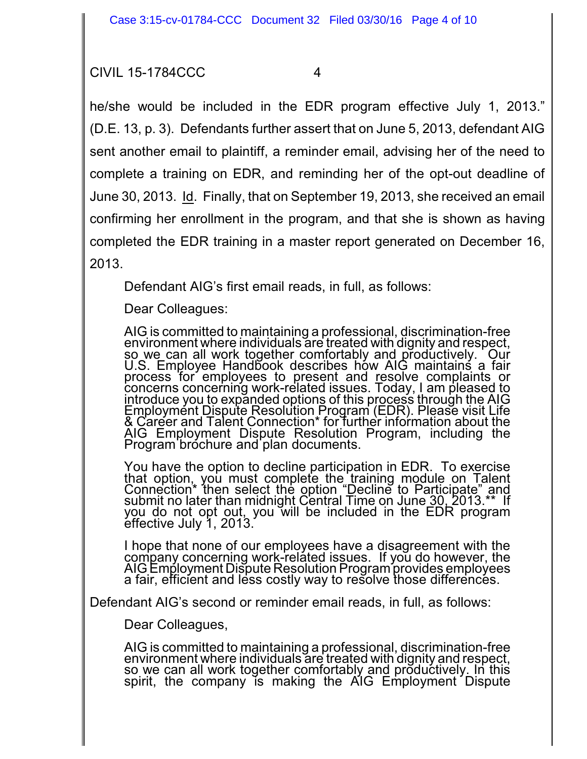he/she would be included in the EDR program effective July 1, 2013." (D.E. 13, p. 3). Defendants further assert that on June 5, 2013, defendant AIG sent another email to plaintiff, a reminder email, advising her of the need to complete a training on EDR, and reminding her of the opt-out deadline of June 30, 2013. Id. Finally, that on September 19, 2013, she received an email confirming her enrollment in the program, and that she is shown as having completed the EDR training in a master report generated on December 16, 2013.

Defendant AIG's first email reads, in full, as follows:

> Dear Colleagues:
>
> AIG is committed to maintaining a professional, discrimination-free environment where individuals are treated with dignity and respect, so we can all work together comfortably and productively. Our U.S. Employee Handbook describes how AIG maintains a fair process for employees to present and resolve complaints or concerns concerning work-related issues. Today, I am pleased to introduce you to expanded options of this process through the AIG Employment Dispute Resolution Program (EDR). Please visit Life & Career and Talent Connection* for further information about the AIG Employment Dispute Resolution Program, including the Program brochure and plan documents.
>
> You have the option to decline participation in EDR. To exercise that option, you must complete the training module on Talent Connection* then select the option "Decline to Participate" and submit no later than midnight Central Time on June 30, 2013.** If you do not opt out, you will be included in the EDR program effective July 1, 2013.
>
> I hope that none of our employees have a disagreement with the company concerning work-related issues. If you do however, the AIG Employment Dispute Resolution Program provides employees a fair, efficient and less costly way to resolve those differences.

Defendant AIG's second or reminder email reads, in full, as follows:

> Dear Colleagues,
>
> AIG is committed to maintaining a professional, discrimination-free environment where individuals are treated with dignity and respect, so we can all work together comfortably and productively. In this spirit, the company is making the AIG Employment Dispute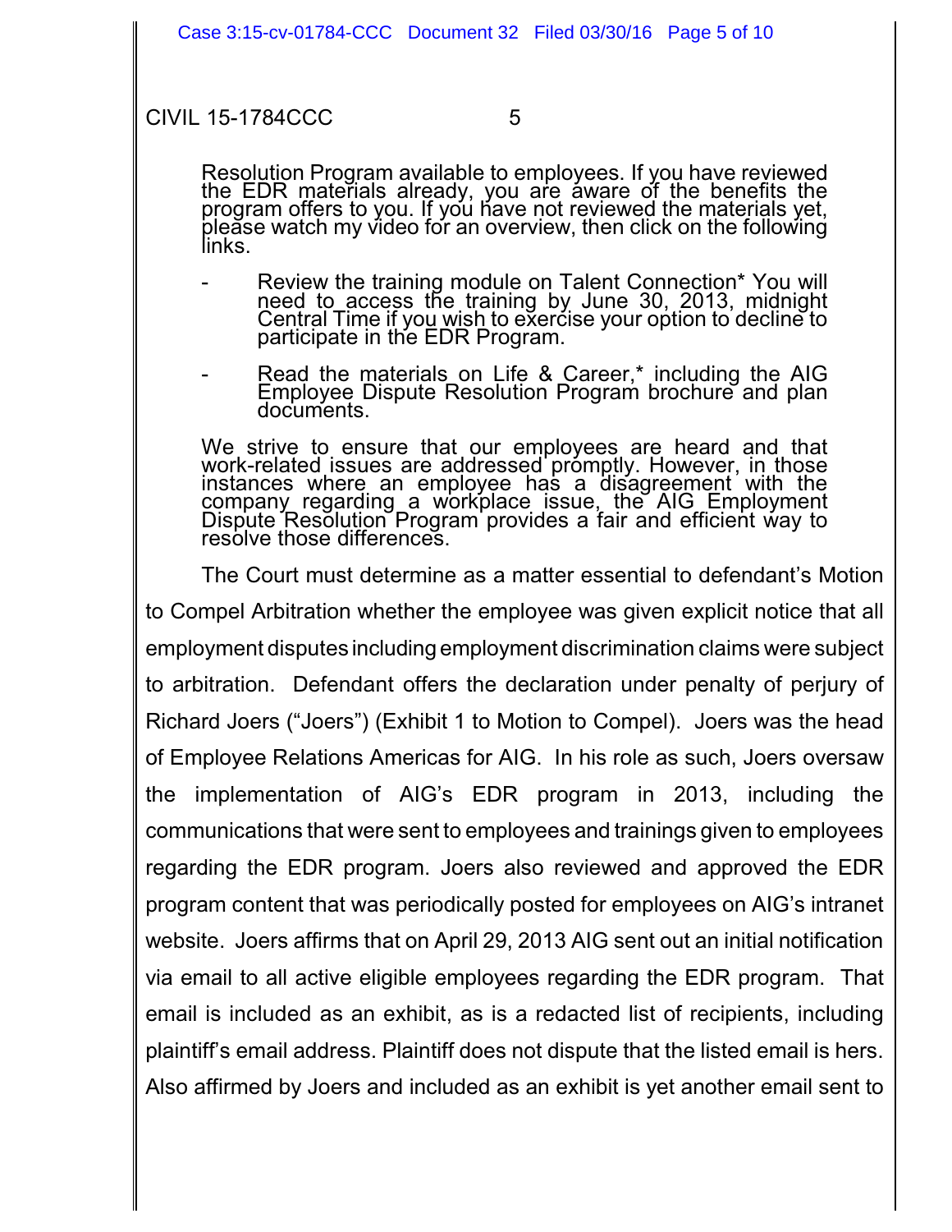> Resolution Program available to employees. If you have reviewed the EDR materials already, you are aware of the benefits the program offers to you. If you have not reviewed the materials yet, please watch my video for an overview, then click on the following links.
>
> - Review the training module on Talent Connection* You will need to access the training by June 30, 2013, midnight Central Time if you wish to exercise your option to decline to participate in the EDR Program.
> - Read the materials on Life & Career,* including the AIG Employee Dispute Resolution Program brochure and plan documents.
>
> We strive to ensure that our employees are heard and that work-related issues are addressed promptly. However, in those instances where an employee has a disagreement with the company regarding a workplace issue, the AIG Employment Dispute Resolution Program provides a fair and efficient way to resolve those differences.

The Court must determine as a matter essential to defendant's Motion to Compel Arbitration whether the employee was given explicit notice that all employment disputes including employment discrimination claims were subject to arbitration. Defendant offers the declaration under penalty of perjury of Richard Joers ("Joers") (Exhibit 1 to Motion to Compel). Joers was the head of Employee Relations Americas for AIG. In his role as such, Joers oversaw the implementation of AIG's EDR program in 2013, including the communications that were sent to employees and trainings given to employees regarding the EDR program. Joers also reviewed and approved the EDR program content that was periodically posted for employees on AIG's intranet website. Joers affirms that on April 29, 2013 AIG sent out an initial notification via email to all active eligible employees regarding the EDR program. That email is included as an exhibit, as is a redacted list of recipients, including plaintiff's email address. Plaintiff does not dispute that the listed email is hers. Also affirmed by Joers and included as an exhibit is yet another email sent to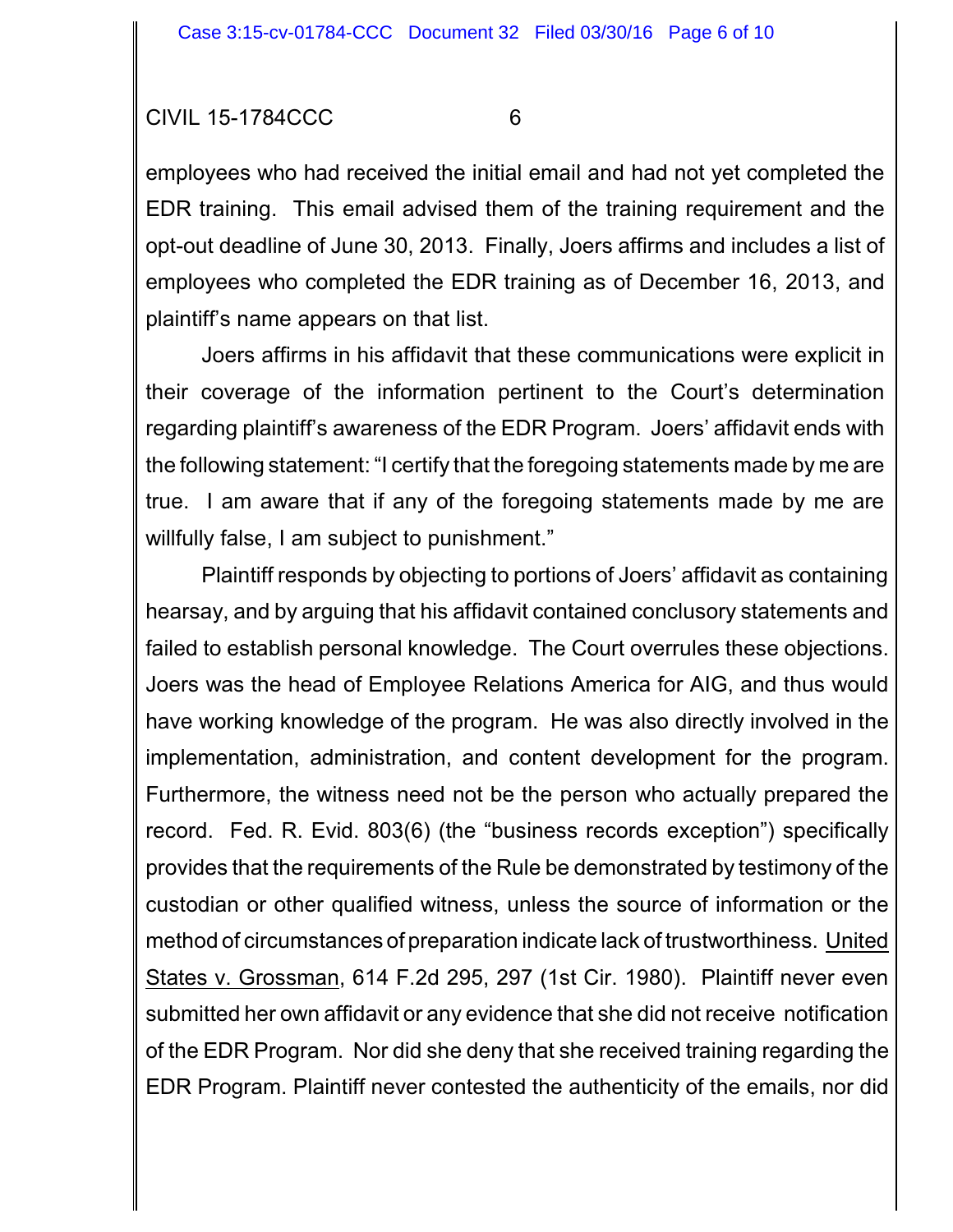employees who had received the initial email and had not yet completed the EDR training. This email advised them of the training requirement and the opt-out deadline of June 30, 2013. Finally, Joers affirms and includes a list of employees who completed the EDR training as of December 16, 2013, and plaintiff's name appears on that list.

Joers affirms in his affidavit that these communications were explicit in their coverage of the information pertinent to the Court's determination regarding plaintiff's awareness of the EDR Program. Joers' affidavit ends with the following statement: "I certify that the foregoing statements made by me are true. I am aware that if any of the foregoing statements made by me are willfully false, I am subject to punishment."

Plaintiff responds by objecting to portions of Joers' affidavit as containing hearsay, and by arguing that his affidavit contained conclusory statements and failed to establish personal knowledge. The Court overrules these objections. Joers was the head of Employee Relations America for AIG, and thus would have working knowledge of the program. He was also directly involved in the implementation, administration, and content development for the program. Furthermore, the witness need not be the person who actually prepared the record. Fed. R. Evid. 803(6) (the "business records exception") specifically provides that the requirements of the Rule be demonstrated by testimony of the custodian or other qualified witness, unless the source of information or the method of circumstances of preparation indicate lack of trustworthiness. United States v. Grossman, 614 F.2d 295, 297 (1st Cir. 1980). Plaintiff never even submitted her own affidavit or any evidence that she did not receive notification of the EDR Program. Nor did she deny that she received training regarding the EDR Program. Plaintiff never contested the authenticity of the emails, nor did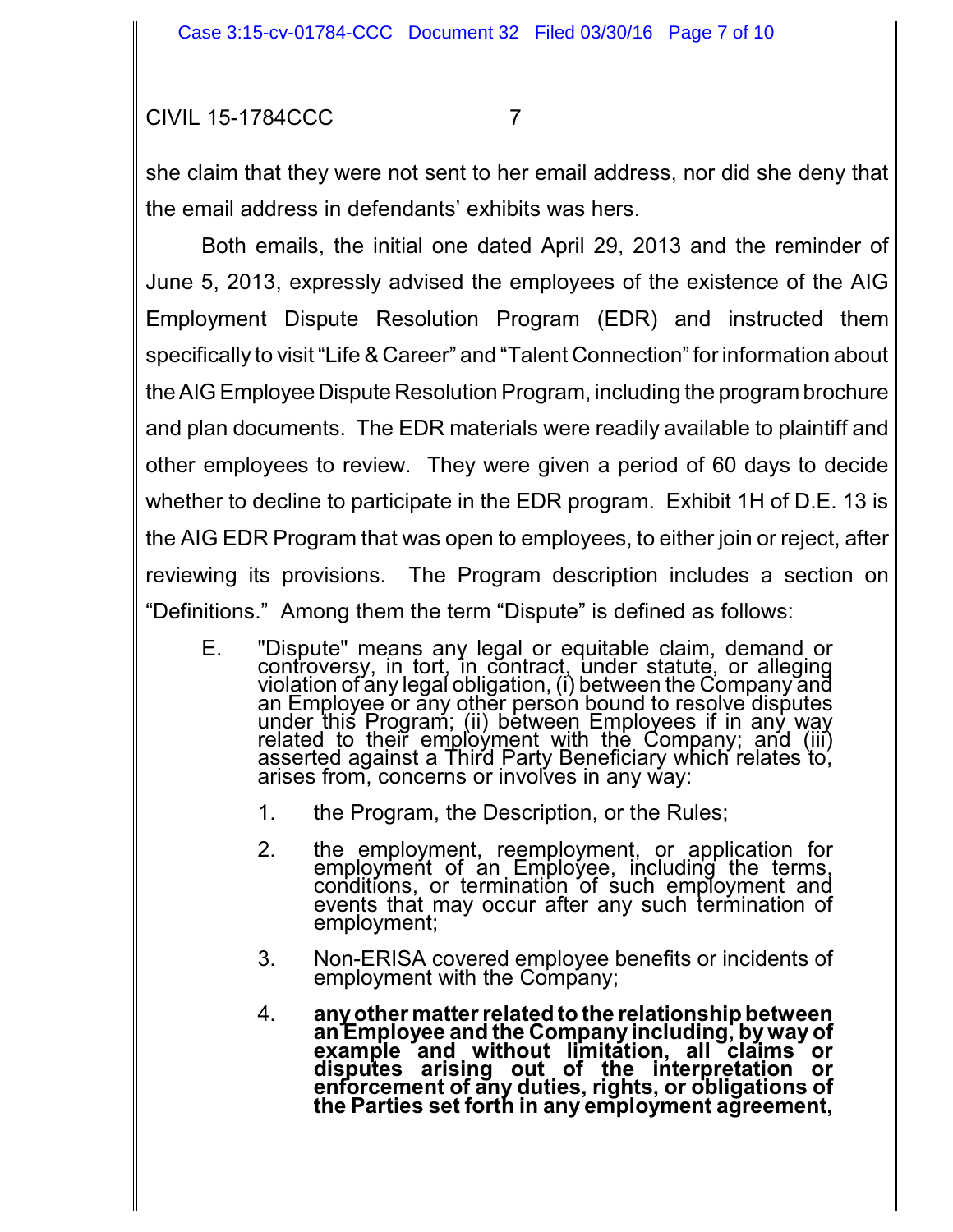she claim that they were not sent to her email address, nor did she deny that the email address in defendants' exhibits was hers.

Both emails, the initial one dated April 29, 2013 and the reminder of June 5, 2013, expressly advised the employees of the existence of the AIG Employment Dispute Resolution Program (EDR) and instructed them specifically to visit "Life & Career" and "Talent Connection" for information about the AIG Employee Dispute Resolution Program, including the program brochure and plan documents. The EDR materials were readily available to plaintiff and other employees to review. They were given a period of 60 days to decide whether to decline to participate in the EDR program. Exhibit 1H of D.E. 13 is the AIG EDR Program that was open to employees, to either join or reject, after reviewing its provisions. The Program description includes a section on "Definitions." Among them the term "Dispute" is defined as follows:

> E. "Dispute" means any legal or equitable claim, demand or controversy, in tort, in contract, under statute, or alleging violation of any legal obligation, (i) between the Company and an Employee or any other person bound to resolve disputes under this Program; (ii) between Employees if in any way related to their employment with the Company; and (iii) asserted against a Third Party Beneficiary which relates to, arises from, concerns or involves in any way:
>
> 1. the Program, the Description, or the Rules;
>
> 2. the employment, reemployment, or application for employment of an Employee, including the terms, conditions, or termination of such employment and events that may occur after any such termination of employment;
>
> 3. Non-ERISA covered employee benefits or incidents of employment with the Company;
>
> 4. **any other matter related to the relationship between an Employee and the Company including, by way of example and without limitation, all claims or disputes arising out of the interpretation or enforcement of any duties, rights, or obligations of the Parties set forth in any employment agreement,**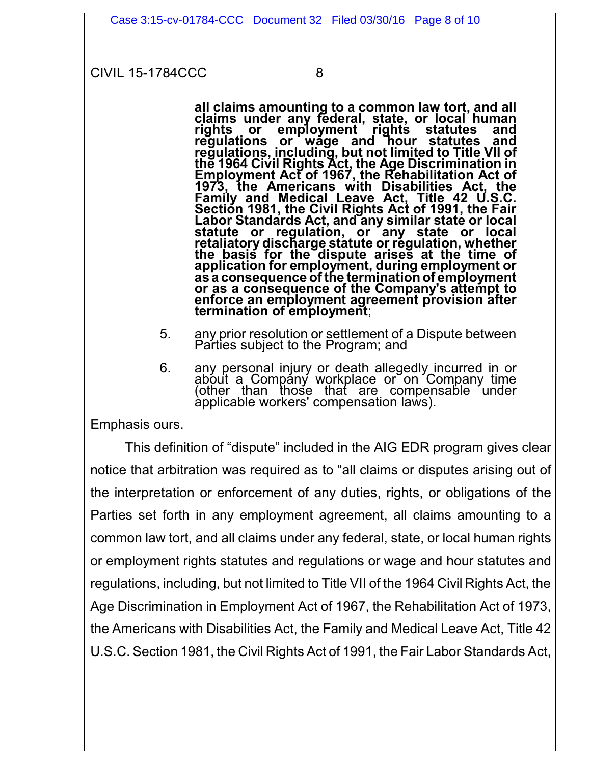> **all claims amounting to a common law tort, and all claims under any federal, state, or local human rights or employment rights statutes and regulations or wage and hour statutes and regulations, including, but not limited to Title VII of the 1964 Civil Rights Act, the Age Discrimination in Employment Act of 1967, the Rehabilitation Act of 1973, the Americans with Disabilities Act, the Family and Medical Leave Act, Title 42 U.S.C. Section 1981, the Civil Rights Act of 1991, the Fair Labor Standards Act, and any similar state or local statute or regulation, or any state or local retaliatory discharge statute or regulation, whether the basis for the dispute arises at the time of application for employment, during employment or as a consequence of the termination of employment or as a consequence of the Company's attempt to enforce an employment agreement provision after termination of employment**;
>
> 5. any prior resolution or settlement of a Dispute between Parties subject to the Program; and
>
> 6. any personal injury or death allegedly incurred in or about a Company workplace or on Company time (other than those that are compensable under applicable workers' compensation laws).

Emphasis ours.

This definition of "dispute" included in the AIG EDR program gives clear notice that arbitration was required as to "all claims or disputes arising out of the interpretation or enforcement of any duties, rights, or obligations of the Parties set forth in any employment agreement, all claims amounting to a common law tort, and all claims under any federal, state, or local human rights or employment rights statutes and regulations or wage and hour statutes and regulations, including, but not limited to Title VII of the 1964 Civil Rights Act, the Age Discrimination in Employment Act of 1967, the Rehabilitation Act of 1973, the Americans with Disabilities Act, the Family and Medical Leave Act, Title 42 U.S.C. Section 1981, the Civil Rights Act of 1991, the Fair Labor Standards Act,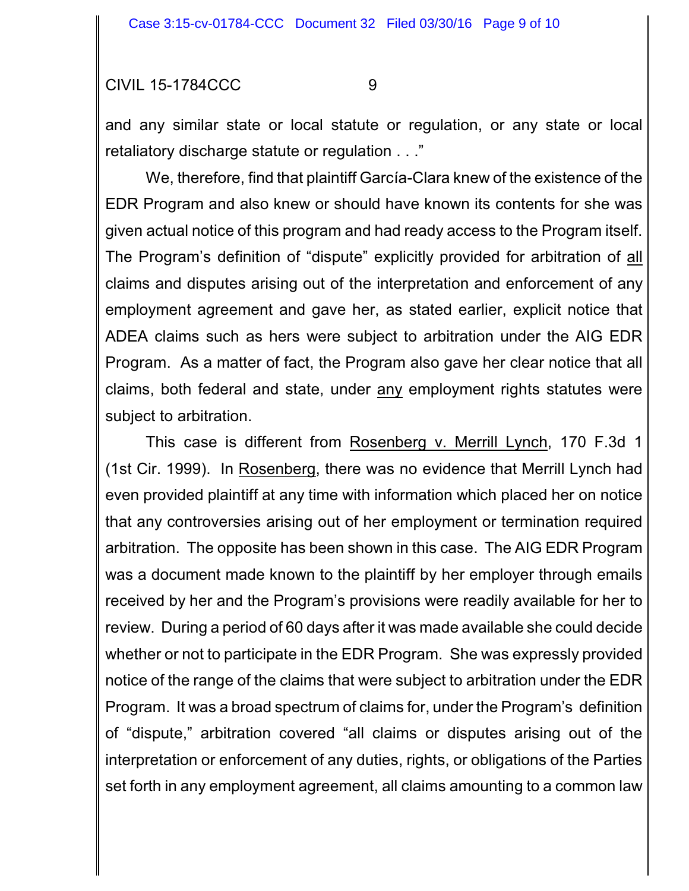and any similar state or local statute or regulation, or any state or local retaliatory discharge statute or regulation . . ."

We, therefore, find that plaintiff García-Clara knew of the existence of the EDR Program and also knew or should have known its contents for she was given actual notice of this program and had ready access to the Program itself. The Program's definition of "dispute" explicitly provided for arbitration of all claims and disputes arising out of the interpretation and enforcement of any employment agreement and gave her, as stated earlier, explicit notice that ADEA claims such as hers were subject to arbitration under the AIG EDR Program. As a matter of fact, the Program also gave her clear notice that all claims, both federal and state, under any employment rights statutes were subject to arbitration.

This case is different from Rosenberg v. Merrill Lynch, 170 F.3d 1 (1st Cir. 1999). In Rosenberg, there was no evidence that Merrill Lynch had even provided plaintiff at any time with information which placed her on notice that any controversies arising out of her employment or termination required arbitration. The opposite has been shown in this case. The AIG EDR Program was a document made known to the plaintiff by her employer through emails received by her and the Program's provisions were readily available for her to review. During a period of 60 days after it was made available she could decide whether or not to participate in the EDR Program. She was expressly provided notice of the range of the claims that were subject to arbitration under the EDR Program. It was a broad spectrum of claims for, under the Program's definition of "dispute," arbitration covered "all claims or disputes arising out of the interpretation or enforcement of any duties, rights, or obligations of the Parties set forth in any employment agreement, all claims amounting to a common law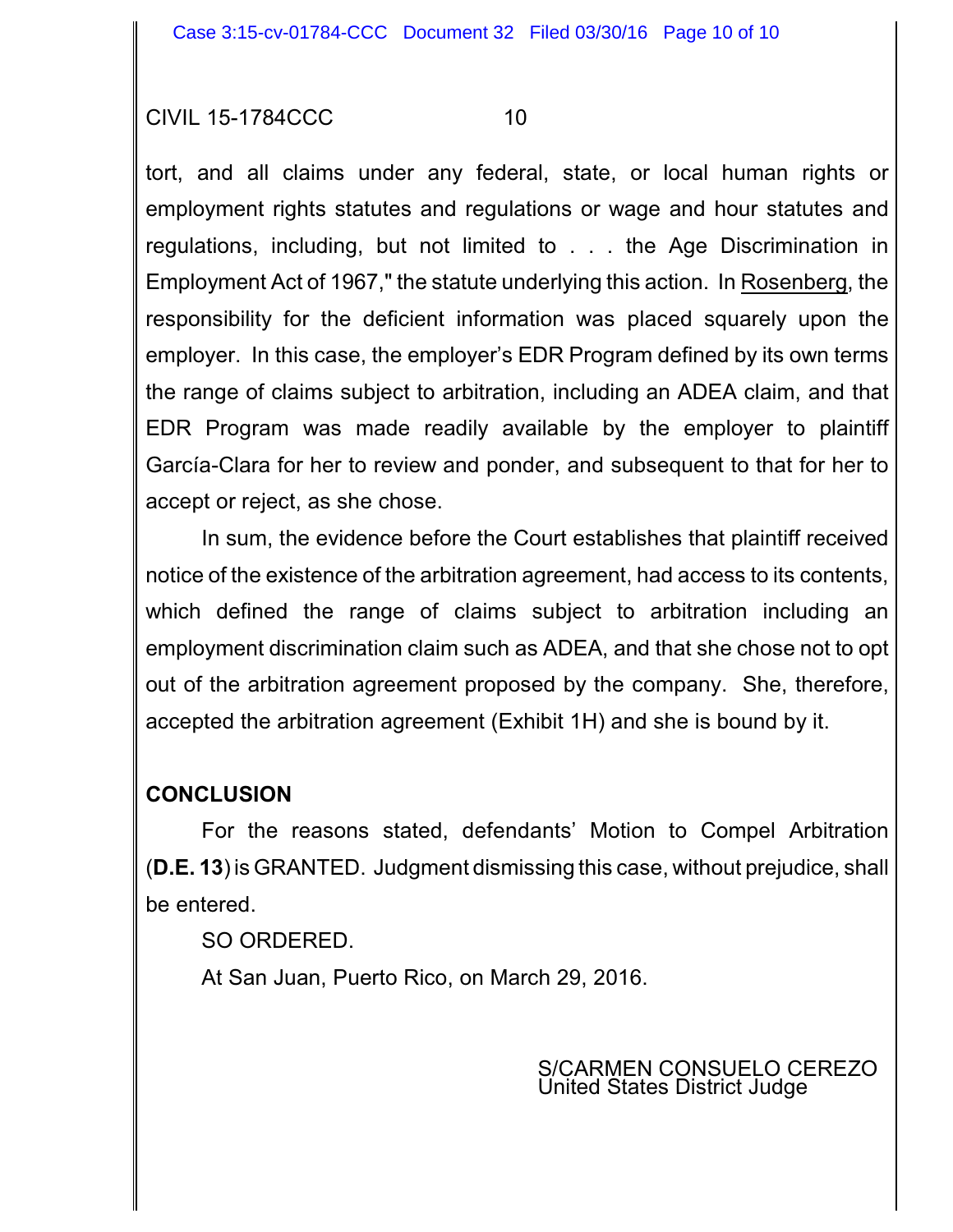tort, and all claims under any federal, state, or local human rights or employment rights statutes and regulations or wage and hour statutes and regulations, including, but not limited to . . . the Age Discrimination in Employment Act of 1967," the statute underlying this action. In Rosenberg, the responsibility for the deficient information was placed squarely upon the employer. In this case, the employer's EDR Program defined by its own terms the range of claims subject to arbitration, including an ADEA claim, and that EDR Program was made readily available by the employer to plaintiff García-Clara for her to review and ponder, and subsequent to that for her to accept or reject, as she chose.

In sum, the evidence before the Court establishes that plaintiff received notice of the existence of the arbitration agreement, had access to its contents, which defined the range of claims subject to arbitration including an employment discrimination claim such as ADEA, and that she chose not to opt out of the arbitration agreement proposed by the company. She, therefore, accepted the arbitration agreement (Exhibit 1H) and she is bound by it.

## CONCLUSION

For the reasons stated, defendants' Motion to Compel Arbitration (**D.E. 13**) is GRANTED. Judgment dismissing this case, without prejudice, shall be entered.

SO ORDERED.

At San Juan, Puerto Rico, on March 29, 2016.

S/CARMEN CONSUELO CEREZO
United States District Judge